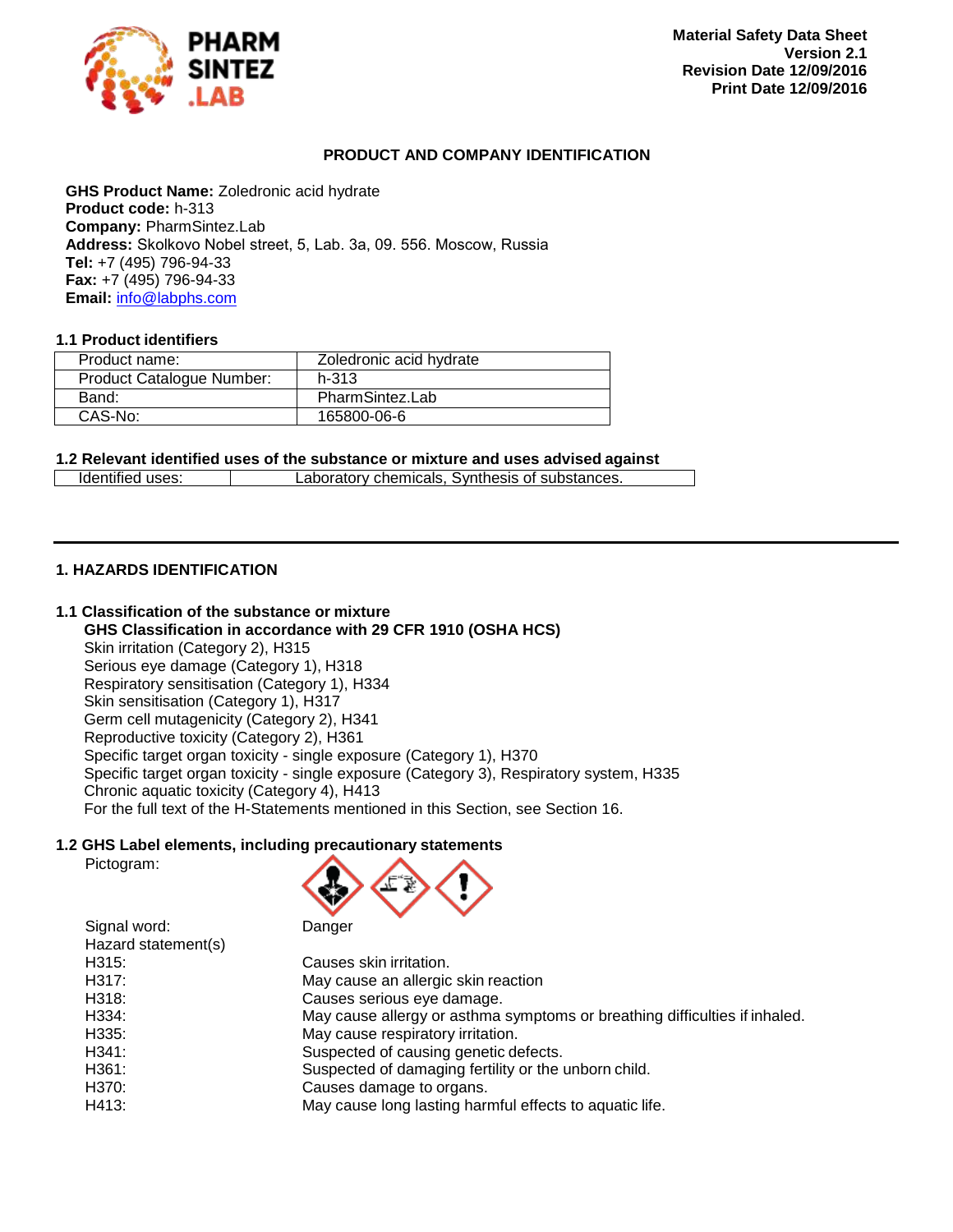**Material Safety Data Sheet**
**Version 2.1**
**Revision Date 12/09/2016**
**Print Date 12/09/2016**

## PRODUCT AND COMPANY IDENTIFICATION

**GHS Product Name:** Zoledronic acid hydrate
**Product code:** h-313
**Company:** PharmSintez.Lab
**Address:** Skolkovo Nobel street, 5, Lab. 3a, 09. 556. Moscow, Russia
**Tel:** +7 (495) 796-94-33
**Fax:** +7 (495) 796-94-33
**Email:** info@labphs.com

### 1.1 Product identifiers

| Product name: | Zoledronic acid hydrate |
|---|---|
| Product Catalogue Number: | h-313 |
| Band: | PharmSintez.Lab |
| CAS-No: | 165800-06-6 |

### 1.2 Relevant identified uses of the substance or mixture and uses advised against

| Identified uses: | Laboratory chemicals, Synthesis of substances. |
|---|---|

## 1. HAZARDS IDENTIFICATION

### 1.1 Classification of the substance or mixture

**GHS Classification in accordance with 29 CFR 1910 (OSHA HCS)**

Skin irritation (Category 2), H315
Serious eye damage (Category 1), H318
Respiratory sensitisation (Category 1), H334
Skin sensitisation (Category 1), H317
Germ cell mutagenicity (Category 2), H341
Reproductive toxicity (Category 2), H361
Specific target organ toxicity - single exposure (Category 1), H370
Specific target organ toxicity - single exposure (Category 3), Respiratory system, H335
Chronic aquatic toxicity (Category 4), H413
For the full text of the H-Statements mentioned in this Section, see Section 16.

### 1.2 GHS Label elements, including precautionary statements

Pictogram:

Signal word: Danger

Hazard statement(s)

| | |
|---|---|
| H315: | Causes skin irritation. |
| H317: | May cause an allergic skin reaction |
| H318: | Causes serious eye damage. |
| H334: | May cause allergy or asthma symptoms or breathing difficulties if inhaled. |
| H335: | May cause respiratory irritation. |
| H341: | Suspected of causing genetic defects. |
| H361: | Suspected of damaging fertility or the unborn child. |
| H370: | Causes damage to organs. |
| H413: | May cause long lasting harmful effects to aquatic life. |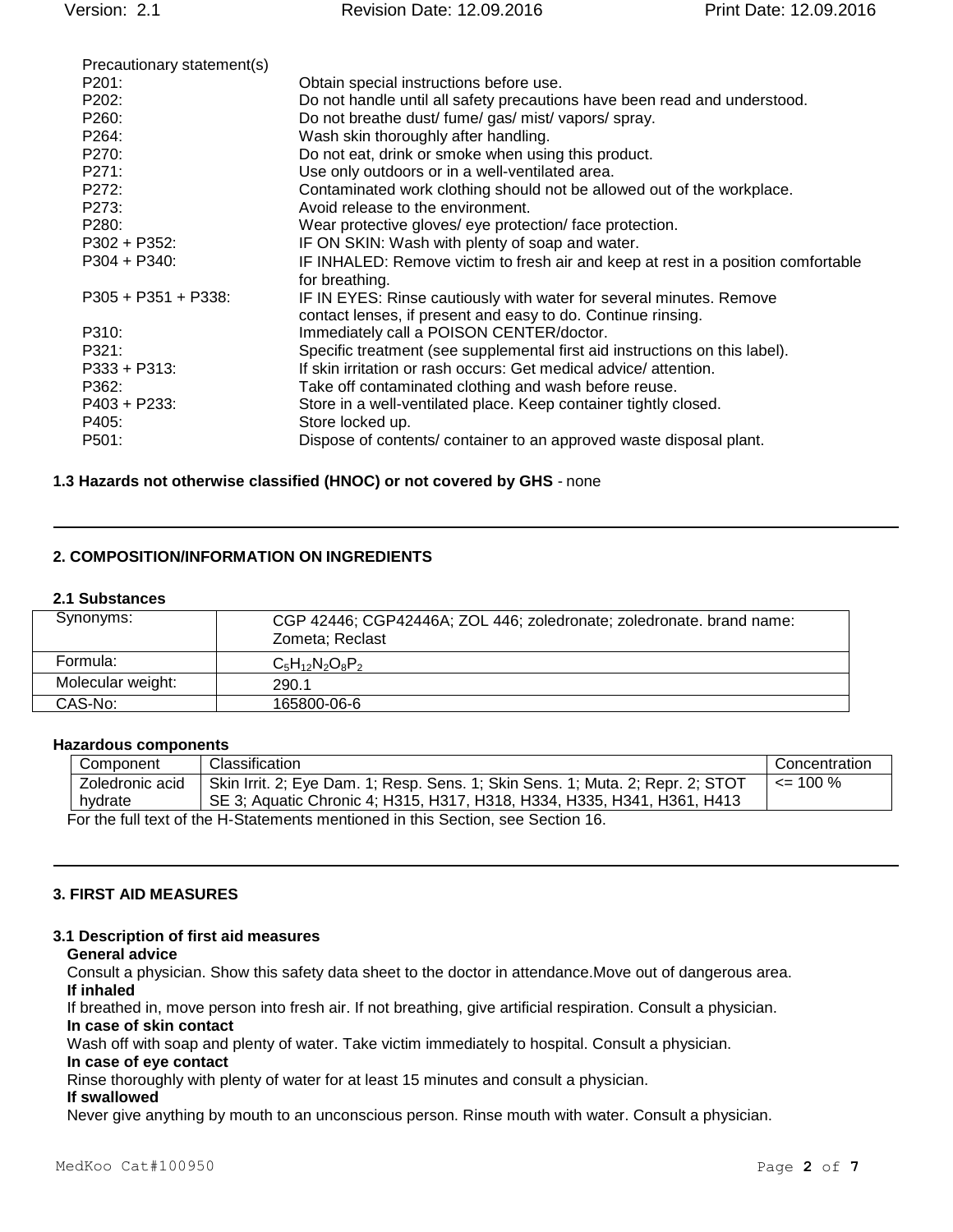Precautionary statement(s)

| | |
|---|---|
| P201: | Obtain special instructions before use. |
| P202: | Do not handle until all safety precautions have been read and understood. |
| P260: | Do not breathe dust/ fume/ gas/ mist/ vapors/ spray. |
| P264: | Wash skin thoroughly after handling. |
| P270: | Do not eat, drink or smoke when using this product. |
| P271: | Use only outdoors or in a well-ventilated area. |
| P272: | Contaminated work clothing should not be allowed out of the workplace. |
| P273: | Avoid release to the environment. |
| P280: | Wear protective gloves/ eye protection/ face protection. |
| P302 + P352: | IF ON SKIN: Wash with plenty of soap and water. |
| P304 + P340: | IF INHALED: Remove victim to fresh air and keep at rest in a position comfortable for breathing. |
| P305 + P351 + P338: | IF IN EYES: Rinse cautiously with water for several minutes. Remove contact lenses, if present and easy to do. Continue rinsing. |
| P310: | Immediately call a POISON CENTER/doctor. |
| P321: | Specific treatment (see supplemental first aid instructions on this label). |
| P333 + P313: | If skin irritation or rash occurs: Get medical advice/ attention. |
| P362: | Take off contaminated clothing and wash before reuse. |
| P403 + P233: | Store in a well-ventilated place. Keep container tightly closed. |
| P405: | Store locked up. |
| P501: | Dispose of contents/ container to an approved waste disposal plant. |

**1.3 Hazards not otherwise classified (HNOC) or not covered by GHS** - none

## 2. COMPOSITION/INFORMATION ON INGREDIENTS

### 2.1 Substances

| | |
|---|---|
| Synonyms: | CGP 42446; CGP42446A; ZOL 446; zoledronate; zoledronate. brand name: Zometa; Reclast |
| Formula: | $C_5H_{12}N_2O_8P_2$ |
| Molecular weight: | 290.1 |
| CAS-No: | 165800-06-6 |

**Hazardous components**

| Component | Classification | Concentration |
|---|---|---|
| Zoledronic acid hydrate | Skin Irrit. 2; Eye Dam. 1; Resp. Sens. 1; Skin Sens. 1; Muta. 2; Repr. 2; STOT SE 3; Aquatic Chronic 4; H315, H317, H318, H334, H335, H341, H361, H413 | <= 100 % |

For the full text of the H-Statements mentioned in this Section, see Section 16.

## 3. FIRST AID MEASURES

### 3.1 Description of first aid measures

**General advice**

Consult a physician. Show this safety data sheet to the doctor in attendance.Move out of dangerous area.

**If inhaled**

If breathed in, move person into fresh air. If not breathing, give artificial respiration. Consult a physician.

**In case of skin contact**

Wash off with soap and plenty of water. Take victim immediately to hospital. Consult a physician.

**In case of eye contact**

Rinse thoroughly with plenty of water for at least 15 minutes and consult a physician.

**If swallowed**

Never give anything by mouth to an unconscious person. Rinse mouth with water. Consult a physician.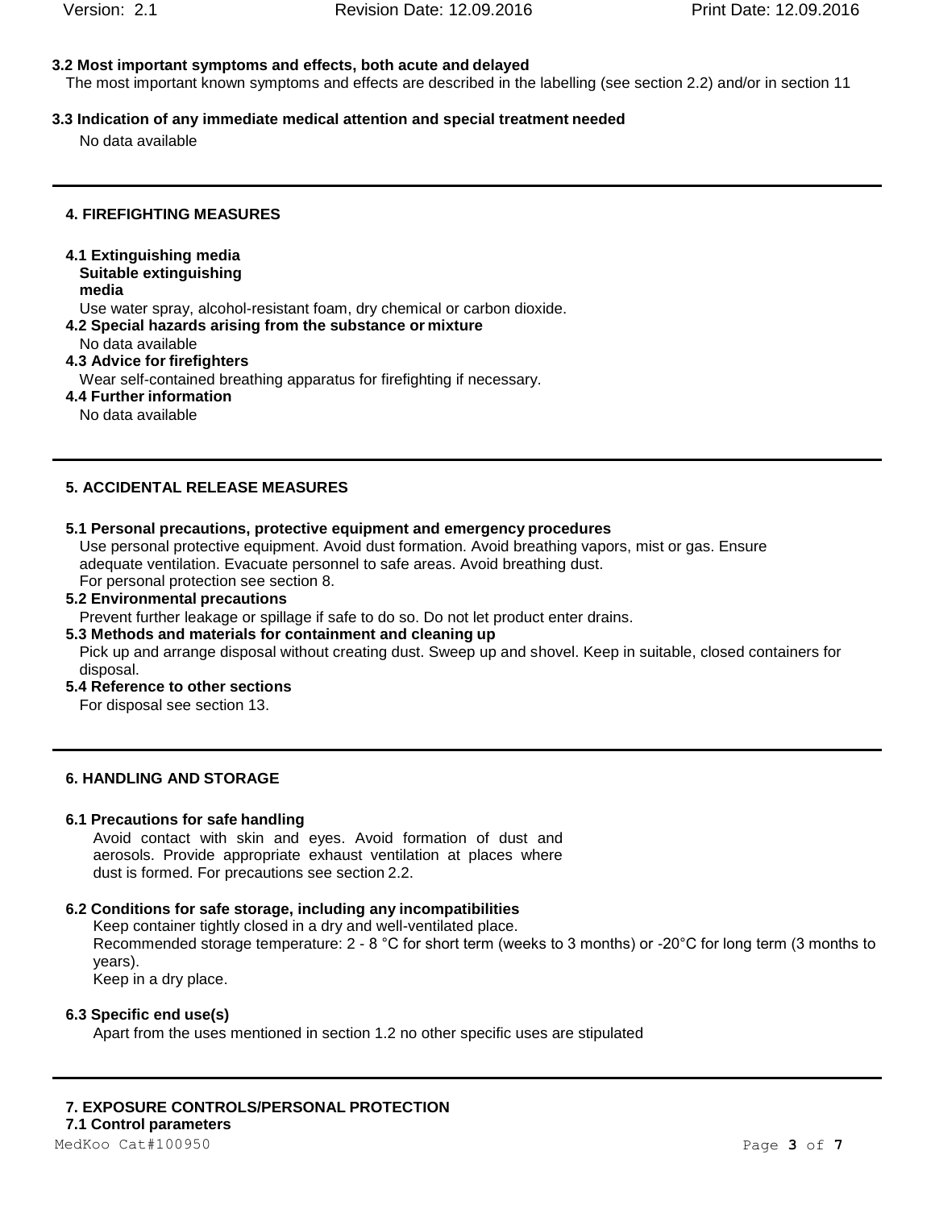### 3.2 Most important symptoms and effects, both acute and delayed

The most important known symptoms and effects are described in the labelling (see section 2.2) and/or in section 11

### 3.3 Indication of any immediate medical attention and special treatment needed

No data available

## 4. FIREFIGHTING MEASURES

### 4.1 Extinguishing media

**Suitable extinguishing media**

Use water spray, alcohol-resistant foam, dry chemical or carbon dioxide.

### 4.2 Special hazards arising from the substance or mixture

No data available

### 4.3 Advice for firefighters

Wear self-contained breathing apparatus for firefighting if necessary.

### 4.4 Further information

No data available

## 5. ACCIDENTAL RELEASE MEASURES

### 5.1 Personal precautions, protective equipment and emergency procedures

Use personal protective equipment. Avoid dust formation. Avoid breathing vapors, mist or gas. Ensure adequate ventilation. Evacuate personnel to safe areas. Avoid breathing dust.
For personal protection see section 8.

### 5.2 Environmental precautions

Prevent further leakage or spillage if safe to do so. Do not let product enter drains.

### 5.3 Methods and materials for containment and cleaning up

Pick up and arrange disposal without creating dust. Sweep up and shovel. Keep in suitable, closed containers for disposal.

### 5.4 Reference to other sections

For disposal see section 13.

## 6. HANDLING AND STORAGE

### 6.1 Precautions for safe handling

Avoid contact with skin and eyes. Avoid formation of dust and aerosols. Provide appropriate exhaust ventilation at places where dust is formed. For precautions see section 2.2.

### 6.2 Conditions for safe storage, including any incompatibilities

Keep container tightly closed in a dry and well-ventilated place.
Recommended storage temperature: 2 - 8 °C for short term (weeks to 3 months) or -20°C for long term (3 months to years).
Keep in a dry place.

### 6.3 Specific end use(s)

Apart from the uses mentioned in section 1.2 no other specific uses are stipulated

## 7. EXPOSURE CONTROLS/PERSONAL PROTECTION

### 7.1 Control parameters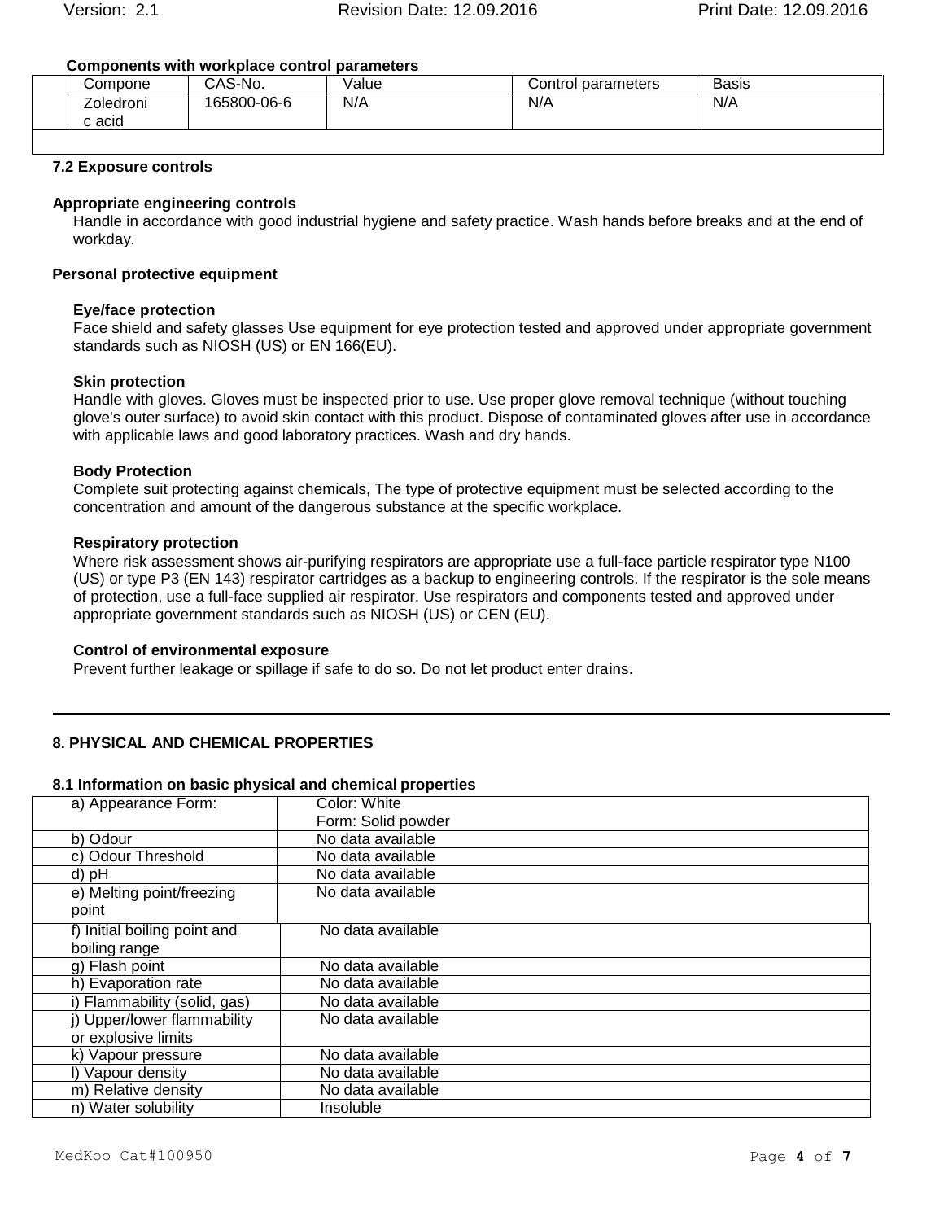**Components with workplace control parameters**

| Compone | CAS-No. | Value | Control parameters | Basis |
|---|---|---|---|---|
| Zoledronic acid | 165800-06-6 | N/A | N/A | N/A |

**7.2 Exposure controls**

**Appropriate engineering controls**

Handle in accordance with good industrial hygiene and safety practice. Wash hands before breaks and at the end of workday.

**Personal protective equipment**

**Eye/face protection**

Face shield and safety glasses Use equipment for eye protection tested and approved under appropriate government standards such as NIOSH (US) or EN 166(EU).

**Skin protection**

Handle with gloves. Gloves must be inspected prior to use. Use proper glove removal technique (without touching glove's outer surface) to avoid skin contact with this product. Dispose of contaminated gloves after use in accordance with applicable laws and good laboratory practices. Wash and dry hands.

**Body Protection**

Complete suit protecting against chemicals, The type of protective equipment must be selected according to the concentration and amount of the dangerous substance at the specific workplace.

**Respiratory protection**

Where risk assessment shows air-purifying respirators are appropriate use a full-face particle respirator type N100 (US) or type P3 (EN 143) respirator cartridges as a backup to engineering controls. If the respirator is the sole means of protection, use a full-face supplied air respirator. Use respirators and components tested and approved under appropriate government standards such as NIOSH (US) or CEN (EU).

**Control of environmental exposure**

Prevent further leakage or spillage if safe to do so. Do not let product enter drains.

## 8. PHYSICAL AND CHEMICAL PROPERTIES

**8.1 Information on basic physical and chemical properties**

| | |
|---|---|
| a) Appearance Form: | Color: White<br>Form: Solid powder |
| b) Odour | No data available |
| c) Odour Threshold | No data available |
| d) pH | No data available |
| e) Melting point/freezing point | No data available |
| f) Initial boiling point and boiling range | No data available |
| g) Flash point | No data available |
| h) Evaporation rate | No data available |
| i) Flammability (solid, gas) | No data available |
| j) Upper/lower flammability or explosive limits | No data available |
| k) Vapour pressure | No data available |
| l) Vapour density | No data available |
| m) Relative density | No data available |
| n) Water solubility | Insoluble |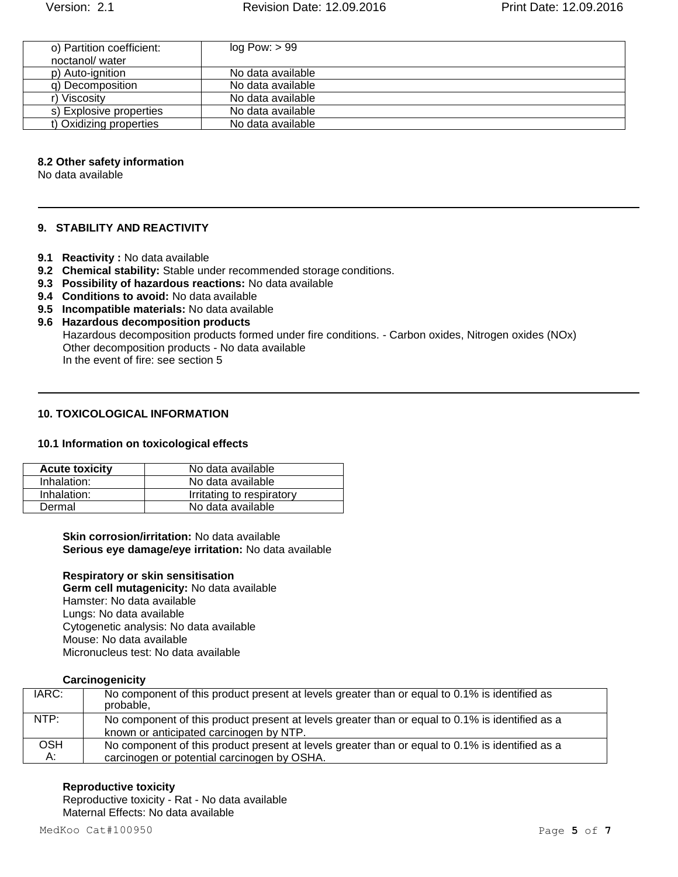| o) Partition coefficient: noctanol/ water | log Pow: > 99 |
|---|---|
| p) Auto-ignition | No data available |
| q) Decomposition | No data available |
| r) Viscosity | No data available |
| s) Explosive properties | No data available |
| t) Oxidizing properties | No data available |

**8.2 Other safety information**
No data available

## 9. STABILITY AND REACTIVITY

**9.1 Reactivity :** No data available
**9.2 Chemical stability:** Stable under recommended storage conditions.
**9.3 Possibility of hazardous reactions:** No data available
**9.4 Conditions to avoid:** No data available
**9.5 Incompatible materials:** No data available
**9.6 Hazardous decomposition products**
Hazardous decomposition products formed under fire conditions. - Carbon oxides, Nitrogen oxides (NOx)
Other decomposition products - No data available
In the event of fire: see section 5

## 10. TOXICOLOGICAL INFORMATION

### 10.1 Information on toxicological effects

| **Acute toxicity** | No data available |
|---|---|
| Inhalation: | No data available |
| Inhalation: | Irritating to respiratory |
| Dermal | No data available |

**Skin corrosion/irritation:** No data available
**Serious eye damage/eye irritation:** No data available

**Respiratory or skin sensitisation**
**Germ cell mutagenicity:** No data available
Hamster: No data available
Lungs: No data available
Cytogenetic analysis: No data available
Mouse: No data available
Micronucleus test: No data available

**Carcinogenicity**

| IARC: | No component of this product present at levels greater than or equal to 0.1% is identified as probable, |
|---|---|
| NTP: | No component of this product present at levels greater than or equal to 0.1% is identified as a known or anticipated carcinogen by NTP. |
| OSHA: | No component of this product present at levels greater than or equal to 0.1% is identified as a carcinogen or potential carcinogen by OSHA. |

**Reproductive toxicity**
Reproductive toxicity - Rat - No data available
Maternal Effects: No data available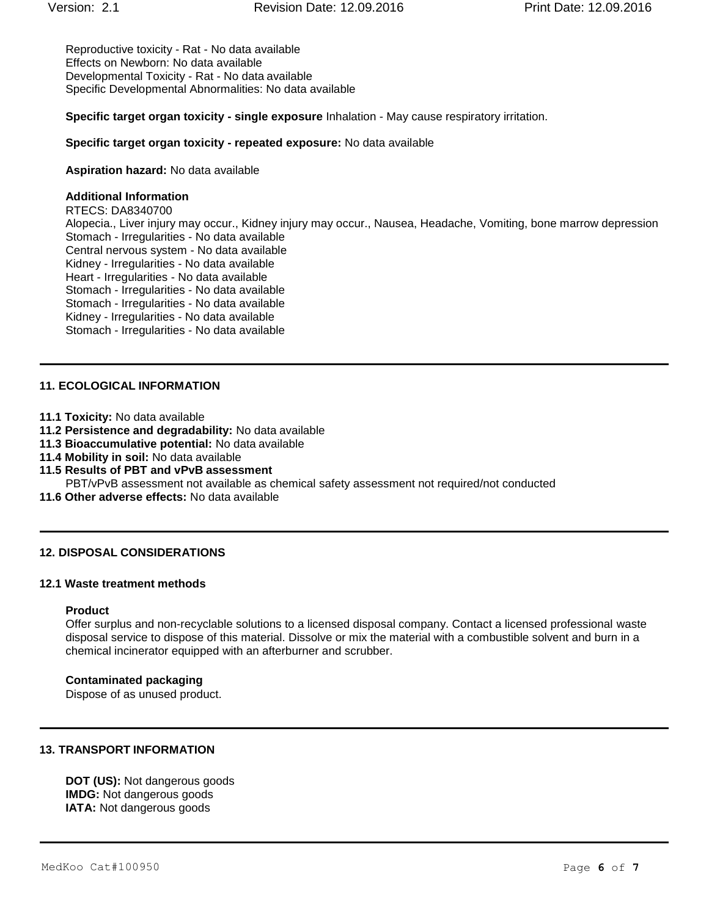Reproductive toxicity - Rat - No data available
Effects on Newborn: No data available
Developmental Toxicity - Rat - No data available
Specific Developmental Abnormalities: No data available

**Specific target organ toxicity - single exposure** Inhalation - May cause respiratory irritation.

**Specific target organ toxicity - repeated exposure:** No data available

**Aspiration hazard:** No data available

**Additional Information**
RTECS: DA8340700
Alopecia., Liver injury may occur., Kidney injury may occur., Nausea, Headache, Vomiting, bone marrow depression
Stomach - Irregularities - No data available
Central nervous system - No data available
Kidney - Irregularities - No data available
Heart - Irregularities - No data available
Stomach - Irregularities - No data available
Stomach - Irregularities - No data available
Kidney - Irregularities - No data available
Stomach - Irregularities - No data available

## 11. ECOLOGICAL INFORMATION

**11.1 Toxicity:** No data available
**11.2 Persistence and degradability:** No data available
**11.3 Bioaccumulative potential:** No data available
**11.4 Mobility in soil:** No data available
**11.5 Results of PBT and vPvB assessment**
PBT/vPvB assessment not available as chemical safety assessment not required/not conducted
**11.6 Other adverse effects:** No data available

## 12. DISPOSAL CONSIDERATIONS

### 12.1 Waste treatment methods

**Product**
Offer surplus and non-recyclable solutions to a licensed disposal company. Contact a licensed professional waste disposal service to dispose of this material. Dissolve or mix the material with a combustible solvent and burn in a chemical incinerator equipped with an afterburner and scrubber.

**Contaminated packaging**
Dispose of as unused product.

## 13. TRANSPORT INFORMATION

**DOT (US):** Not dangerous goods
**IMDG:** Not dangerous goods
**IATA:** Not dangerous goods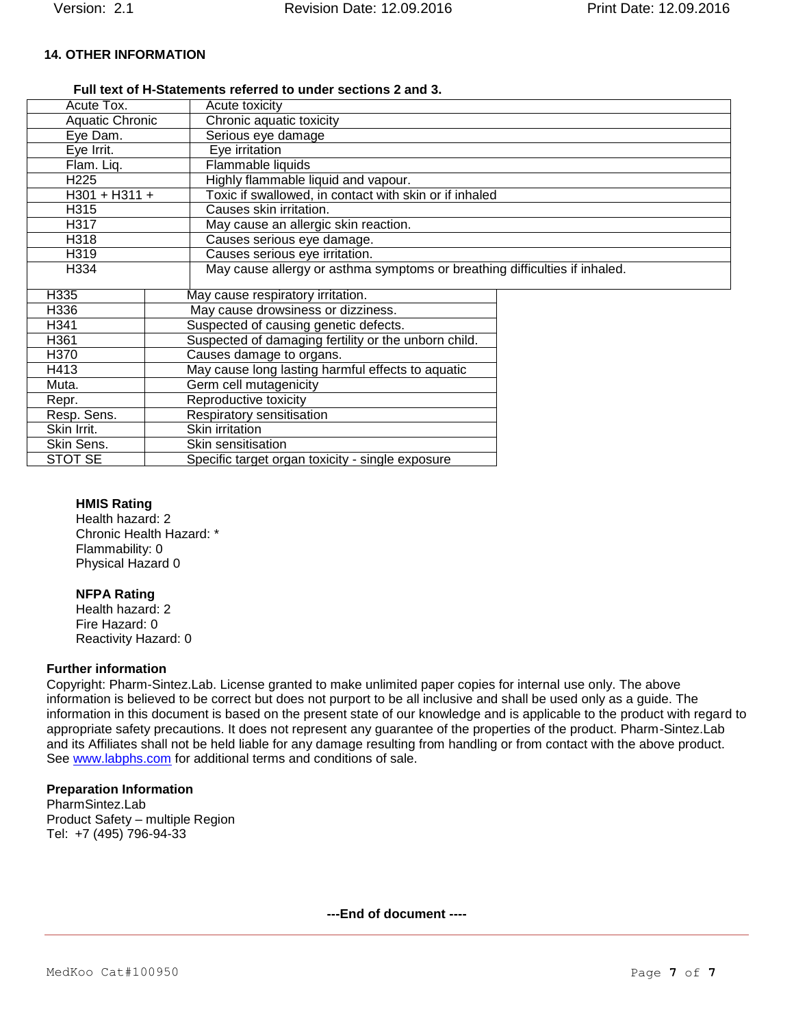## 14. OTHER INFORMATION

**Full text of H-Statements referred to under sections 2 and 3.**

| | |
|---|---|
| Acute Tox. | Acute toxicity |
| Aquatic Chronic | Chronic aquatic toxicity |
| Eye Dam. | Serious eye damage |
| Eye Irrit. | Eye irritation |
| Flam. Liq. | Flammable liquids |
| H225 | Highly flammable liquid and vapour. |
| H301 + H311 + | Toxic if swallowed, in contact with skin or if inhaled |
| H315 | Causes skin irritation. |
| H317 | May cause an allergic skin reaction. |
| H318 | Causes serious eye damage. |
| H319 | Causes serious eye irritation. |
| H334 | May cause allergy or asthma symptoms or breathing difficulties if inhaled. |
| H335 | May cause respiratory irritation. |
| H336 | May cause drowsiness or dizziness. |
| H341 | Suspected of causing genetic defects. |
| H361 | Suspected of damaging fertility or the unborn child. |
| H370 | Causes damage to organs. |
| H413 | May cause long lasting harmful effects to aquatic |
| Muta. | Germ cell mutagenicity |
| Repr. | Reproductive toxicity |
| Resp. Sens. | Respiratory sensitisation |
| Skin Irrit. | Skin irritation |
| Skin Sens. | Skin sensitisation |
| STOT SE | Specific target organ toxicity - single exposure |

**HMIS Rating**
Health hazard: 2
Chronic Health Hazard: *
Flammability: 0
Physical Hazard 0

**NFPA Rating**
Health hazard: 2
Fire Hazard: 0
Reactivity Hazard: 0

**Further information**
Copyright: Pharm-Sintez.Lab. License granted to make unlimited paper copies for internal use only. The above information is believed to be correct but does not purport to be all inclusive and shall be used only as a guide. The information in this document is based on the present state of our knowledge and is applicable to the product with regard to appropriate safety precautions. It does not represent any guarantee of the properties of the product. Pharm-Sintez.Lab and its Affiliates shall not be held liable for any damage resulting from handling or from contact with the above product. See www.labphs.com for additional terms and conditions of sale.

**Preparation Information**
PharmSintez.Lab
Product Safety – multiple Region
Tel: +7 (495) 796-94-33

**---End of document ----**